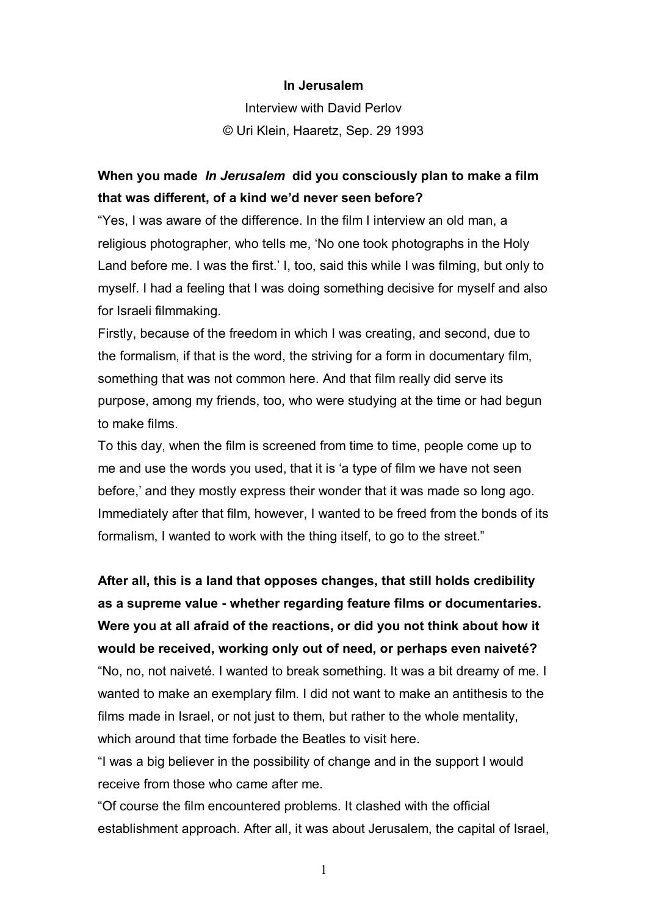# In Jerusalem

Interview with David Perlov

© Uri Klein, Haaretz, Sep. 29 1993

**When you made *In Jerusalem* did you consciously plan to make a film that was different, of a kind we'd never seen before?**

"Yes, I was aware of the difference. In the film I interview an old man, a religious photographer, who tells me, 'No one took photographs in the Holy Land before me. I was the first.' I, too, said this while I was filming, but only to myself. I had a feeling that I was doing something decisive for myself and also for Israeli filmmaking.

Firstly, because of the freedom in which I was creating, and second, due to the formalism, if that is the word, the striving for a form in documentary film, something that was not common here. And that film really did serve its purpose, among my friends, too, who were studying at the time or had begun to make films.

To this day, when the film is screened from time to time, people come up to me and use the words you used, that it is 'a type of film we have not seen before,' and they mostly express their wonder that it was made so long ago. Immediately after that film, however, I wanted to be freed from the bonds of its formalism, I wanted to work with the thing itself, to go to the street."

**After all, this is a land that opposes changes, that still holds credibility as a supreme value - whether regarding feature films or documentaries. Were you at all afraid of the reactions, or did you not think about how it would be received, working only out of need, or perhaps even naiveté?**

"No, no, not naiveté. I wanted to break something. It was a bit dreamy of me. I wanted to make an exemplary film. I did not want to make an antithesis to the films made in Israel, or not just to them, but rather to the whole mentality, which around that time forbade the Beatles to visit here.

"I was a big believer in the possibility of change and in the support I would receive from those who came after me.

"Of course the film encountered problems. It clashed with the official establishment approach. After all, it was about Jerusalem, the capital of Israel,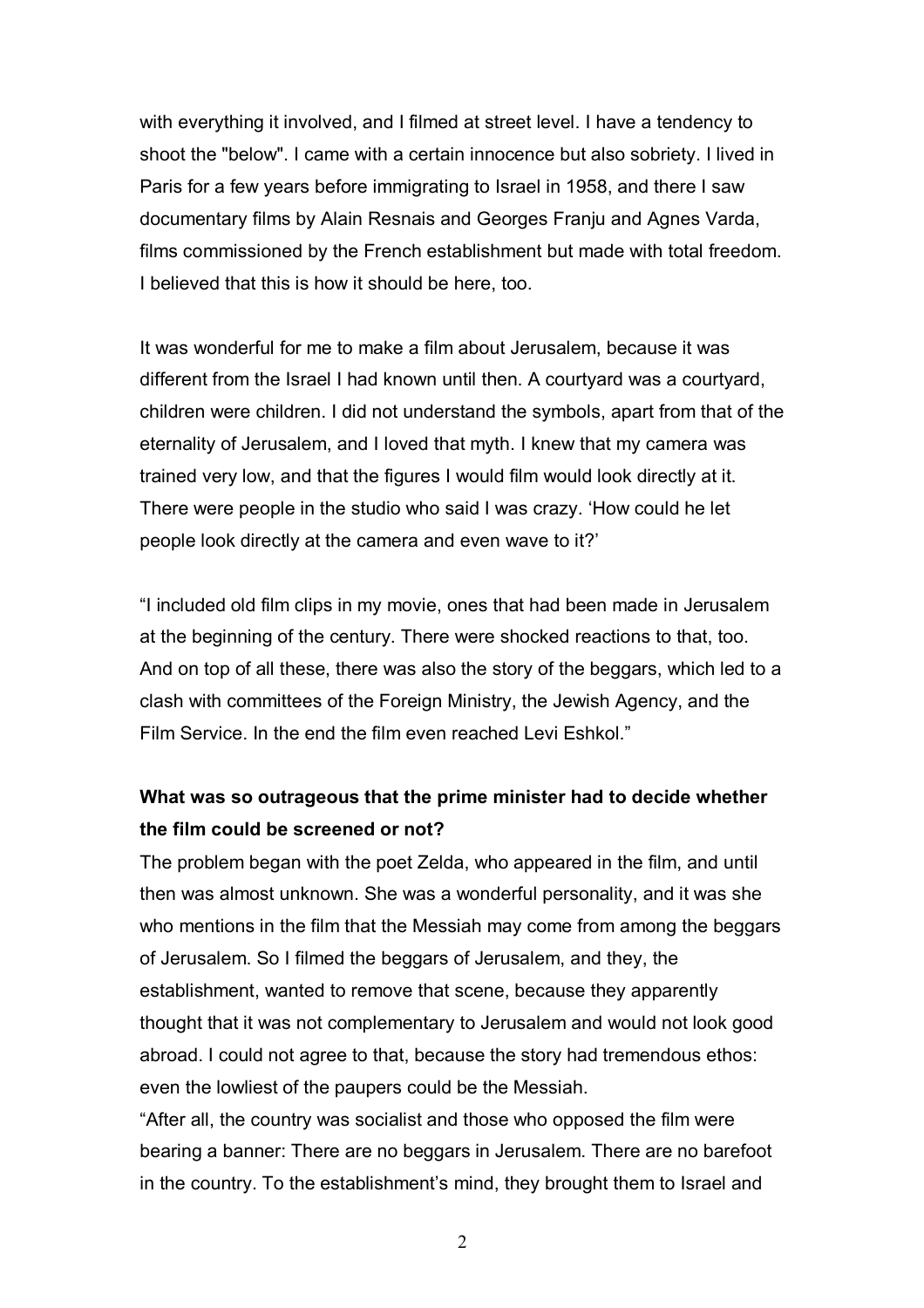with everything it involved, and I filmed at street level. I have a tendency to shoot the "below". I came with a certain innocence but also sobriety. I lived in Paris for a few years before immigrating to Israel in 1958, and there I saw documentary films by Alain Resnais and Georges Franju and Agnes Varda, films commissioned by the French establishment but made with total freedom. I believed that this is how it should be here, too.

It was wonderful for me to make a film about Jerusalem, because it was different from the Israel I had known until then. A courtyard was a courtyard, children were children. I did not understand the symbols, apart from that of the eternality of Jerusalem, and I loved that myth. I knew that my camera was trained very low, and that the figures I would film would look directly at it. There were people in the studio who said I was crazy. 'How could he let people look directly at the camera and even wave to it?'

"I included old film clips in my movie, ones that had been made in Jerusalem at the beginning of the century. There were shocked reactions to that, too. And on top of all these, there was also the story of the beggars, which led to a clash with committees of the Foreign Ministry, the Jewish Agency, and the Film Service. In the end the film even reached Levi Eshkol."

**What was so outrageous that the prime minister had to decide whether the film could be screened or not?**

The problem began with the poet Zelda, who appeared in the film, and until then was almost unknown. She was a wonderful personality, and it was she who mentions in the film that the Messiah may come from among the beggars of Jerusalem. So I filmed the beggars of Jerusalem, and they, the establishment, wanted to remove that scene, because they apparently thought that it was not complementary to Jerusalem and would not look good abroad. I could not agree to that, because the story had tremendous ethos: even the lowliest of the paupers could be the Messiah.

"After all, the country was socialist and those who opposed the film were bearing a banner: There are no beggars in Jerusalem. There are no barefoot in the country. To the establishment's mind, they brought them to Israel and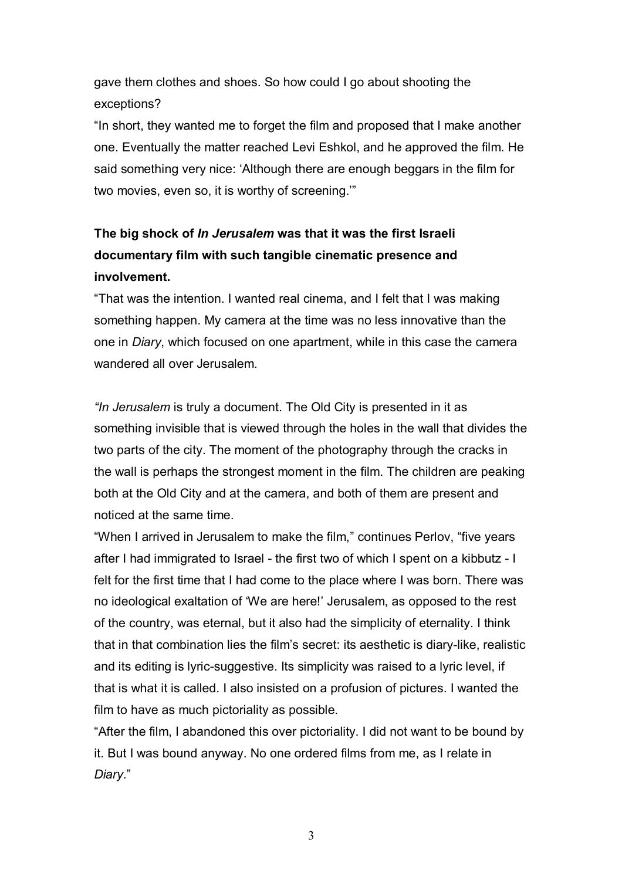gave them clothes and shoes. So how could I go about shooting the exceptions?

"In short, they wanted me to forget the film and proposed that I make another one. Eventually the matter reached Levi Eshkol, and he approved the film. He said something very nice: 'Although there are enough beggars in the film for two movies, even so, it is worthy of screening.'"

**The big shock of *In Jerusalem* was that it was the first Israeli documentary film with such tangible cinematic presence and involvement.**

"That was the intention. I wanted real cinema, and I felt that I was making something happen. My camera at the time was no less innovative than the one in *Diary*, which focused on one apartment, while in this case the camera wandered all over Jerusalem.

*"In Jerusalem* is truly a document. The Old City is presented in it as something invisible that is viewed through the holes in the wall that divides the two parts of the city. The moment of the photography through the cracks in the wall is perhaps the strongest moment in the film. The children are peaking both at the Old City and at the camera, and both of them are present and noticed at the same time.

"When I arrived in Jerusalem to make the film," continues Perlov, "five years after I had immigrated to Israel - the first two of which I spent on a kibbutz - I felt for the first time that I had come to the place where I was born. There was no ideological exaltation of 'We are here!' Jerusalem, as opposed to the rest of the country, was eternal, but it also had the simplicity of eternality. I think that in that combination lies the film's secret: its aesthetic is diary-like, realistic and its editing is lyric-suggestive. Its simplicity was raised to a lyric level, if that is what it is called. I also insisted on a profusion of pictures. I wanted the film to have as much pictoriality as possible.

"After the film, I abandoned this over pictoriality. I did not want to be bound by it. But I was bound anyway. No one ordered films from me, as I relate in *Diary*."